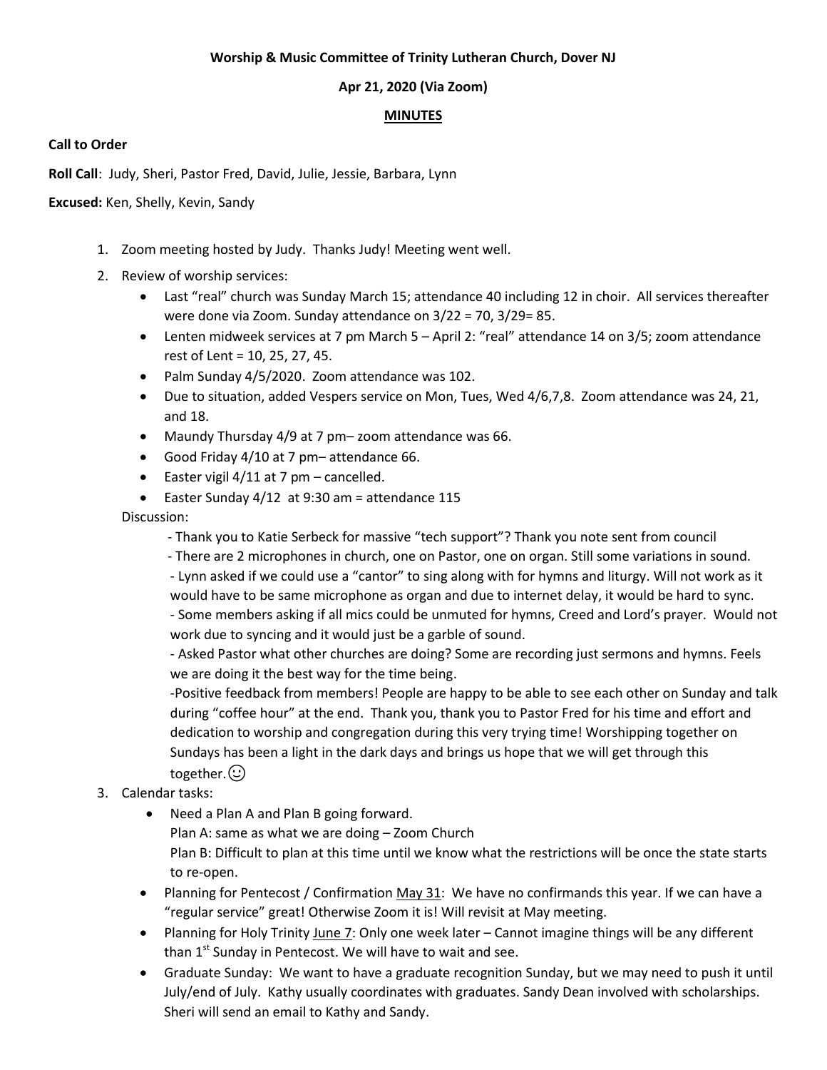**Worship & Music Committee of Trinity Lutheran Church, Dover NJ**

**Apr 21, 2020 (Via Zoom)**

**MINUTES**

**Call to Order**

**Roll Call**: Judy, Sheri, Pastor Fred, David, Julie, Jessie, Barbara, Lynn

**Excused:** Ken, Shelly, Kevin, Sandy

1. Zoom meeting hosted by Judy. Thanks Judy! Meeting went well.
2. Review of worship services:
   - Last "real" church was Sunday March 15; attendance 40 including 12 in choir. All services thereafter were done via Zoom. Sunday attendance on 3/22 = 70, 3/29= 85.
   - Lenten midweek services at 7 pm March 5 – April 2: "real" attendance 14 on 3/5; zoom attendance rest of Lent = 10, 25, 27, 45.
   - Palm Sunday 4/5/2020. Zoom attendance was 102.
   - Due to situation, added Vespers service on Mon, Tues, Wed 4/6,7,8. Zoom attendance was 24, 21, and 18.
   - Maundy Thursday 4/9 at 7 pm– zoom attendance was 66.
   - Good Friday 4/10 at 7 pm– attendance 66.
   - Easter vigil 4/11 at 7 pm – cancelled.
   - Easter Sunday 4/12 at 9:30 am = attendance 115

   Discussion:

   - Thank you to Katie Serbeck for massive "tech support"? Thank you note sent from council
   - There are 2 microphones in church, one on Pastor, one on organ. Still some variations in sound.
   - Lynn asked if we could use a "cantor" to sing along with for hymns and liturgy. Will not work as it would have to be same microphone as organ and due to internet delay, it would be hard to sync.
   - Some members asking if all mics could be unmuted for hymns, Creed and Lord's prayer. Would not work due to syncing and it would just be a garble of sound.
   - Asked Pastor what other churches are doing? Some are recording just sermons and hymns. Feels we are doing it the best way for the time being.
   - Positive feedback from members! People are happy to be able to see each other on Sunday and talk during "coffee hour" at the end. Thank you, thank you to Pastor Fred for his time and effort and dedication to worship and congregation during this very trying time! Worshipping together on Sundays has been a light in the dark days and brings us hope that we will get through this together.☺
3. Calendar tasks:
   - Need a Plan A and Plan B going forward.
     Plan A: same as what we are doing – Zoom Church
     Plan B: Difficult to plan at this time until we know what the restrictions will be once the state starts to re-open.
   - Planning for Pentecost / Confirmation May 31: We have no confirmands this year. If we can have a "regular service" great! Otherwise Zoom it is! Will revisit at May meeting.
   - Planning for Holy Trinity June 7: Only one week later – Cannot imagine things will be any different than 1st Sunday in Pentecost. We will have to wait and see.
   - Graduate Sunday: We want to have a graduate recognition Sunday, but we may need to push it until July/end of July. Kathy usually coordinates with graduates. Sandy Dean involved with scholarships. Sheri will send an email to Kathy and Sandy.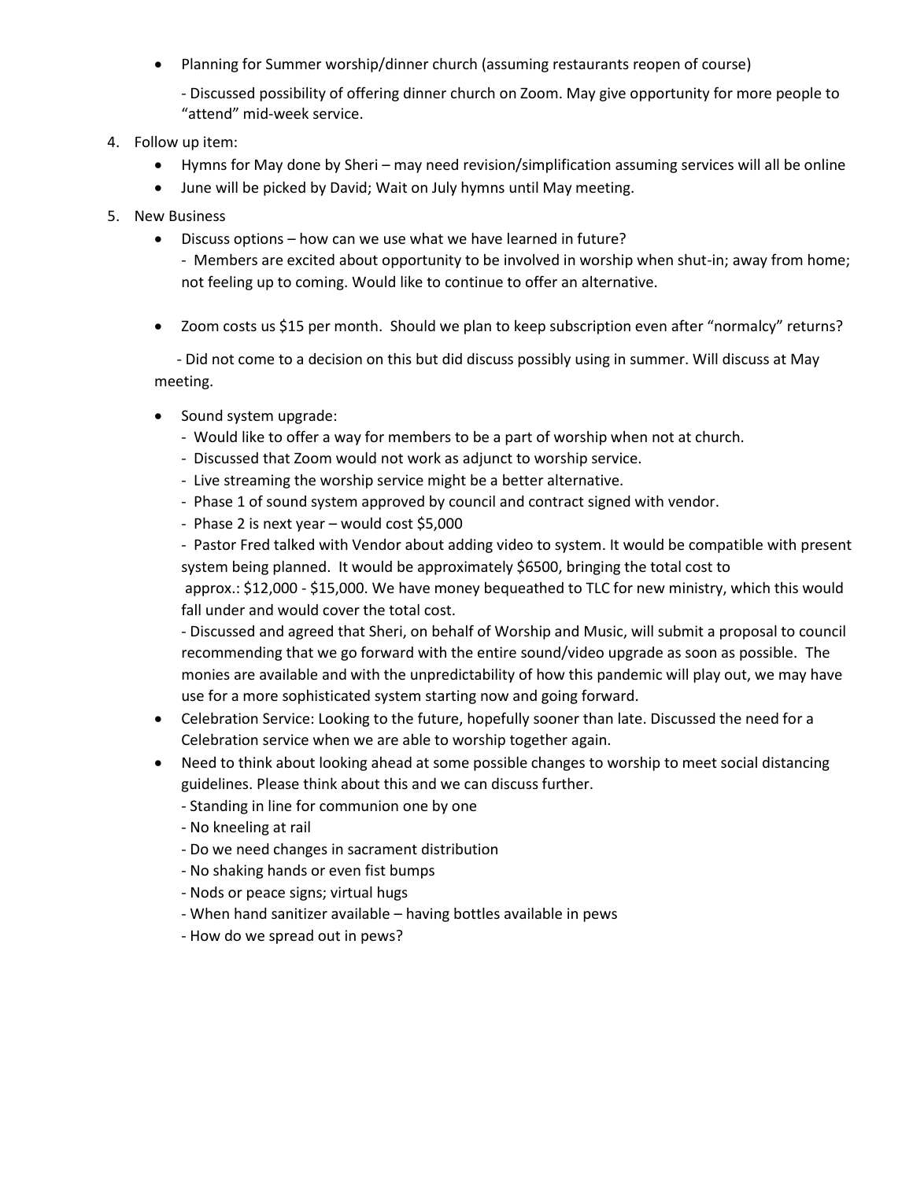- Planning for Summer worship/dinner church (assuming restaurants reopen of course)

  - Discussed possibility of offering dinner church on Zoom. May give opportunity for more people to "attend" mid-week service.

4. Follow up item:
   - Hymns for May done by Sheri – may need revision/simplification assuming services will all be online
   - June will be picked by David; Wait on July hymns until May meeting.

5. New Business
   - Discuss options – how can we use what we have learned in future?
     - Members are excited about opportunity to be involved in worship when shut-in; away from home; not feeling up to coming. Would like to continue to offer an alternative.

   - Zoom costs us $15 per month. Should we plan to keep subscription even after "normalcy" returns?

     - Did not come to a decision on this but did discuss possibly using in summer. Will discuss at May meeting.

   - Sound system upgrade:
     - Would like to offer a way for members to be a part of worship when not at church.
     - Discussed that Zoom would not work as adjunct to worship service.
     - Live streaming the worship service might be a better alternative.
     - Phase 1 of sound system approved by council and contract signed with vendor.
     - Phase 2 is next year – would cost $5,000
     - Pastor Fred talked with Vendor about adding video to system. It would be compatible with present system being planned. It would be approximately $6500, bringing the total cost to approx.: $12,000 - $15,000. We have money bequeathed to TLC for new ministry, which this would fall under and would cover the total cost.
     - Discussed and agreed that Sheri, on behalf of Worship and Music, will submit a proposal to council recommending that we go forward with the entire sound/video upgrade as soon as possible. The monies are available and with the unpredictability of how this pandemic will play out, we may have use for a more sophisticated system starting now and going forward.
   - Celebration Service: Looking to the future, hopefully sooner than late. Discussed the need for a Celebration service when we are able to worship together again.
   - Need to think about looking ahead at some possible changes to worship to meet social distancing guidelines. Please think about this and we can discuss further.
     - Standing in line for communion one by one
     - No kneeling at rail
     - Do we need changes in sacrament distribution
     - No shaking hands or even fist bumps
     - Nods or peace signs; virtual hugs
     - When hand sanitizer available – having bottles available in pews
     - How do we spread out in pews?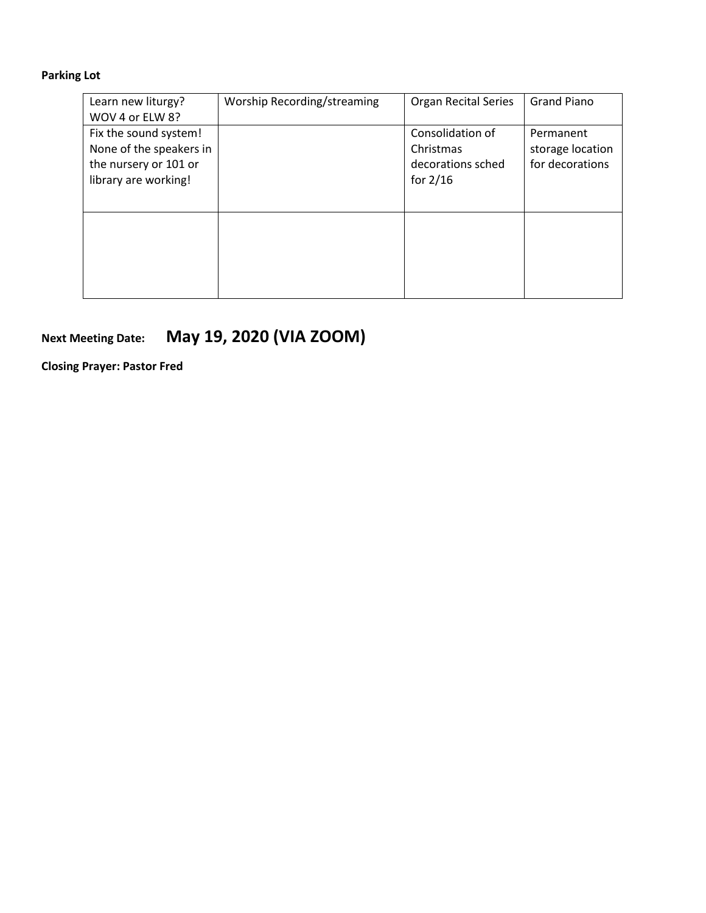**Parking Lot**

| | | | |
|---|---|---|---|
| Learn new liturgy? WOV 4 or ELW 8? | Worship Recording/streaming | Organ Recital Series | Grand Piano |
| Fix the sound system! None of the speakers in the nursery or 101 or library are working! | | Consolidation of Christmas decorations sched for 2/16 | Permanent storage location for decorations |
| | | | |

**Next Meeting Date:** **May 19, 2020 (VIA ZOOM)**

**Closing Prayer: Pastor Fred**